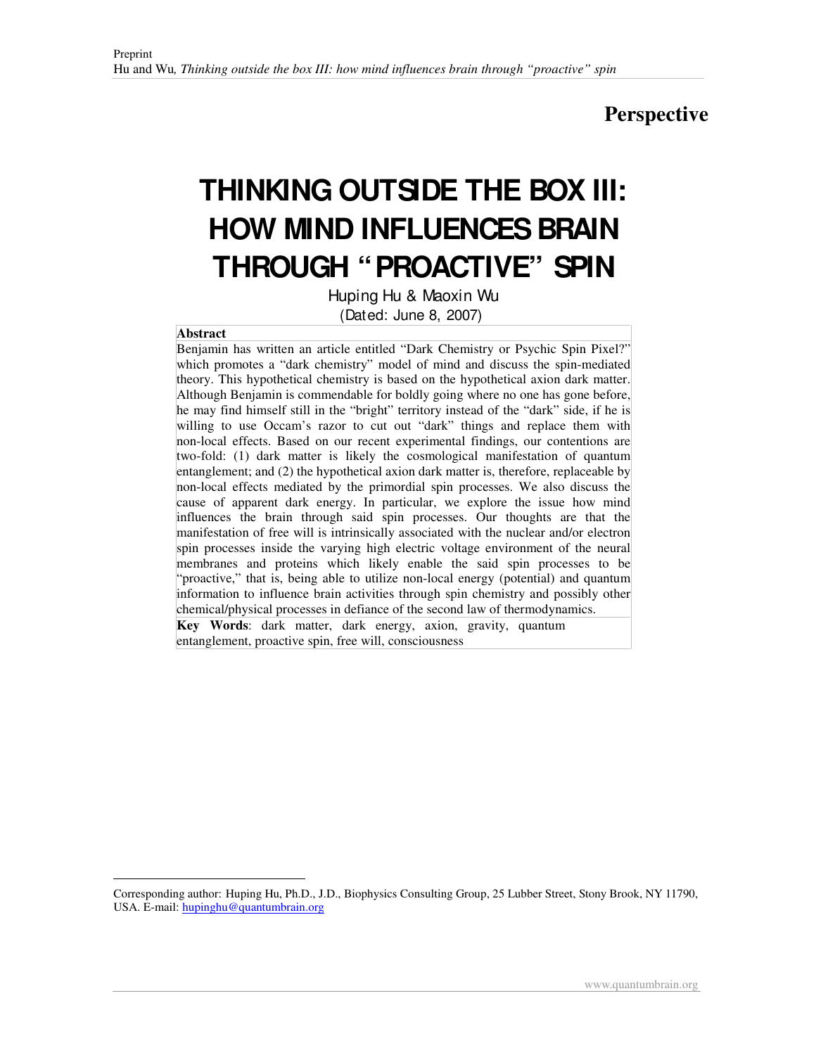Preprint

**Perspective**

# THINKING OUTSIDE THE BOX III: HOW MIND INFLUENCES BRAIN THROUGH "PROACTIVE" SPIN

Huping Hu & Maoxin Wu

(Dated: June 8, 2007)

**Abstract**

Benjamin has written an article entitled "Dark Chemistry or Psychic Spin Pixel?" which promotes a "dark chemistry" model of mind and discuss the spin-mediated theory. This hypothetical chemistry is based on the hypothetical axion dark matter. Although Benjamin is commendable for boldly going where no one has gone before, he may find himself still in the "bright" territory instead of the "dark" side, if he is willing to use Occam's razor to cut out "dark" things and replace them with non-local effects. Based on our recent experimental findings, our contentions are two-fold: (1) dark matter is likely the cosmological manifestation of quantum entanglement; and (2) the hypothetical axion dark matter is, therefore, replaceable by non-local effects mediated by the primordial spin processes. We also discuss the cause of apparent dark energy. In particular, we explore the issue how mind influences the brain through said spin processes. Our thoughts are that the manifestation of free will is intrinsically associated with the nuclear and/or electron spin processes inside the varying high electric voltage environment of the neural membranes and proteins which likely enable the said spin processes to be "proactive," that is, being able to utilize non-local energy (potential) and quantum information to influence brain activities through spin chemistry and possibly other chemical/physical processes in defiance of the second law of thermodynamics.

**Key Words**: dark matter, dark energy, axion, gravity, quantum entanglement, proactive spin, free will, consciousness

---

Corresponding author: Huping Hu, Ph.D., J.D., Biophysics Consulting Group, 25 Lubber Street, Stony Brook, NY 11790, USA. E-mail: hupinghu@quantumbrain.org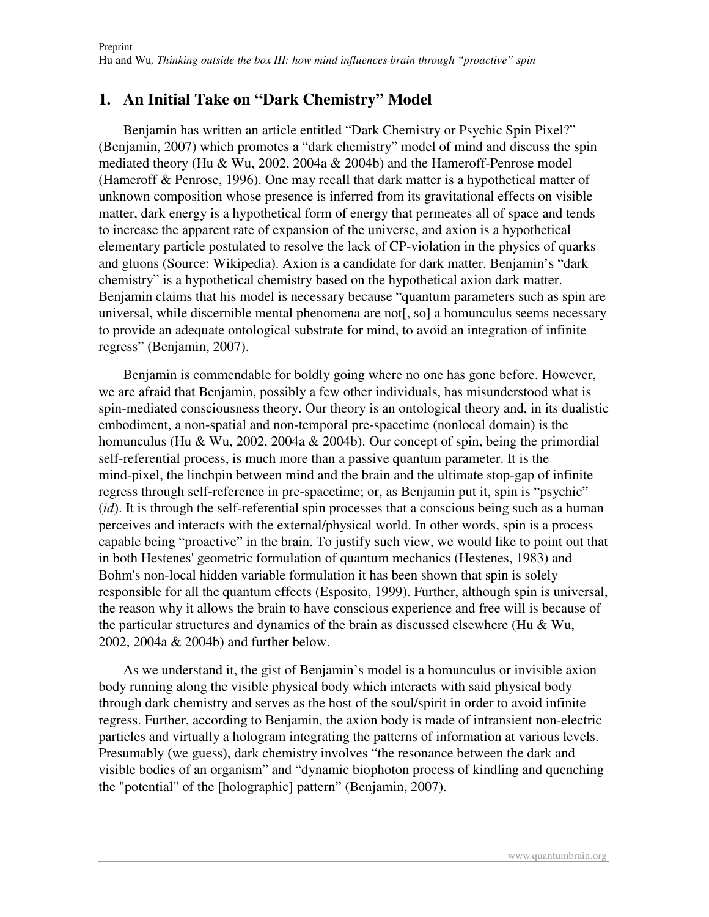## 1. An Initial Take on "Dark Chemistry" Model

Benjamin has written an article entitled "Dark Chemistry or Psychic Spin Pixel?" (Benjamin, 2007) which promotes a "dark chemistry" model of mind and discuss the spin mediated theory (Hu & Wu, 2002, 2004a & 2004b) and the Hameroff-Penrose model (Hameroff & Penrose, 1996). One may recall that dark matter is a hypothetical matter of unknown composition whose presence is inferred from its gravitational effects on visible matter, dark energy is a hypothetical form of energy that permeates all of space and tends to increase the apparent rate of expansion of the universe, and axion is a hypothetical elementary particle postulated to resolve the lack of CP-violation in the physics of quarks and gluons (Source: Wikipedia). Axion is a candidate for dark matter. Benjamin's "dark chemistry" is a hypothetical chemistry based on the hypothetical axion dark matter. Benjamin claims that his model is necessary because "quantum parameters such as spin are universal, while discernible mental phenomena are not[, so] a homunculus seems necessary to provide an adequate ontological substrate for mind, to avoid an integration of infinite regress" (Benjamin, 2007).

Benjamin is commendable for boldly going where no one has gone before. However, we are afraid that Benjamin, possibly a few other individuals, has misunderstood what is spin-mediated consciousness theory. Our theory is an ontological theory and, in its dualistic embodiment, a non-spatial and non-temporal pre-spacetime (nonlocal domain) is the homunculus (Hu & Wu, 2002, 2004a & 2004b). Our concept of spin, being the primordial self-referential process, is much more than a passive quantum parameter. It is the mind-pixel, the linchpin between mind and the brain and the ultimate stop-gap of infinite regress through self-reference in pre-spacetime; or, as Benjamin put it, spin is "psychic" (*id*). It is through the self-referential spin processes that a conscious being such as a human perceives and interacts with the external/physical world. In other words, spin is a process capable being "proactive" in the brain. To justify such view, we would like to point out that in both Hestenes' geometric formulation of quantum mechanics (Hestenes, 1983) and Bohm's non-local hidden variable formulation it has been shown that spin is solely responsible for all the quantum effects (Esposito, 1999). Further, although spin is universal, the reason why it allows the brain to have conscious experience and free will is because of the particular structures and dynamics of the brain as discussed elsewhere (Hu & Wu, 2002, 2004a & 2004b) and further below.

As we understand it, the gist of Benjamin's model is a homunculus or invisible axion body running along the visible physical body which interacts with said physical body through dark chemistry and serves as the host of the soul/spirit in order to avoid infinite regress. Further, according to Benjamin, the axion body is made of intransient non-electric particles and virtually a hologram integrating the patterns of information at various levels. Presumably (we guess), dark chemistry involves "the resonance between the dark and visible bodies of an organism" and "dynamic biophoton process of kindling and quenching the "potential" of the [holographic] pattern" (Benjamin, 2007).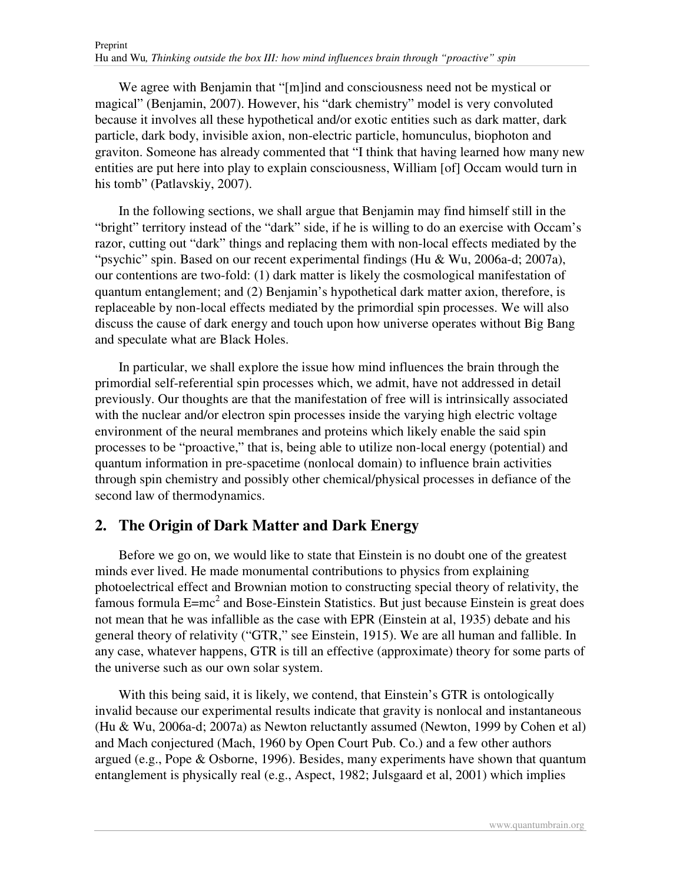We agree with Benjamin that "[m]ind and consciousness need not be mystical or magical" (Benjamin, 2007). However, his "dark chemistry" model is very convoluted because it involves all these hypothetical and/or exotic entities such as dark matter, dark particle, dark body, invisible axion, non-electric particle, homunculus, biophoton and graviton. Someone has already commented that "I think that having learned how many new entities are put here into play to explain consciousness, William [of] Occam would turn in his tomb" (Patlavskiy, 2007).

In the following sections, we shall argue that Benjamin may find himself still in the "bright" territory instead of the "dark" side, if he is willing to do an exercise with Occam's razor, cutting out "dark" things and replacing them with non-local effects mediated by the "psychic" spin. Based on our recent experimental findings (Hu & Wu, 2006a-d; 2007a), our contentions are two-fold: (1) dark matter is likely the cosmological manifestation of quantum entanglement; and (2) Benjamin's hypothetical dark matter axion, therefore, is replaceable by non-local effects mediated by the primordial spin processes. We will also discuss the cause of dark energy and touch upon how universe operates without Big Bang and speculate what are Black Holes.

In particular, we shall explore the issue how mind influences the brain through the primordial self-referential spin processes which, we admit, have not addressed in detail previously. Our thoughts are that the manifestation of free will is intrinsically associated with the nuclear and/or electron spin processes inside the varying high electric voltage environment of the neural membranes and proteins which likely enable the said spin processes to be "proactive," that is, being able to utilize non-local energy (potential) and quantum information in pre-spacetime (nonlocal domain) to influence brain activities through spin chemistry and possibly other chemical/physical processes in defiance of the second law of thermodynamics.

## 2. The Origin of Dark Matter and Dark Energy

Before we go on, we would like to state that Einstein is no doubt one of the greatest minds ever lived. He made monumental contributions to physics from explaining photoelectrical effect and Brownian motion to constructing special theory of relativity, the famous formula $E=mc^2$ and Bose-Einstein Statistics. But just because Einstein is great does not mean that he was infallible as the case with EPR (Einstein at al, 1935) debate and his general theory of relativity ("GTR," see Einstein, 1915). We are all human and fallible. In any case, whatever happens, GTR is till an effective (approximate) theory for some parts of the universe such as our own solar system.

With this being said, it is likely, we contend, that Einstein's GTR is ontologically invalid because our experimental results indicate that gravity is nonlocal and instantaneous (Hu & Wu, 2006a-d; 2007a) as Newton reluctantly assumed (Newton, 1999 by Cohen et al) and Mach conjectured (Mach, 1960 by Open Court Pub. Co.) and a few other authors argued (e.g., Pope & Osborne, 1996). Besides, many experiments have shown that quantum entanglement is physically real (e.g., Aspect, 1982; Julsgaard et al, 2001) which implies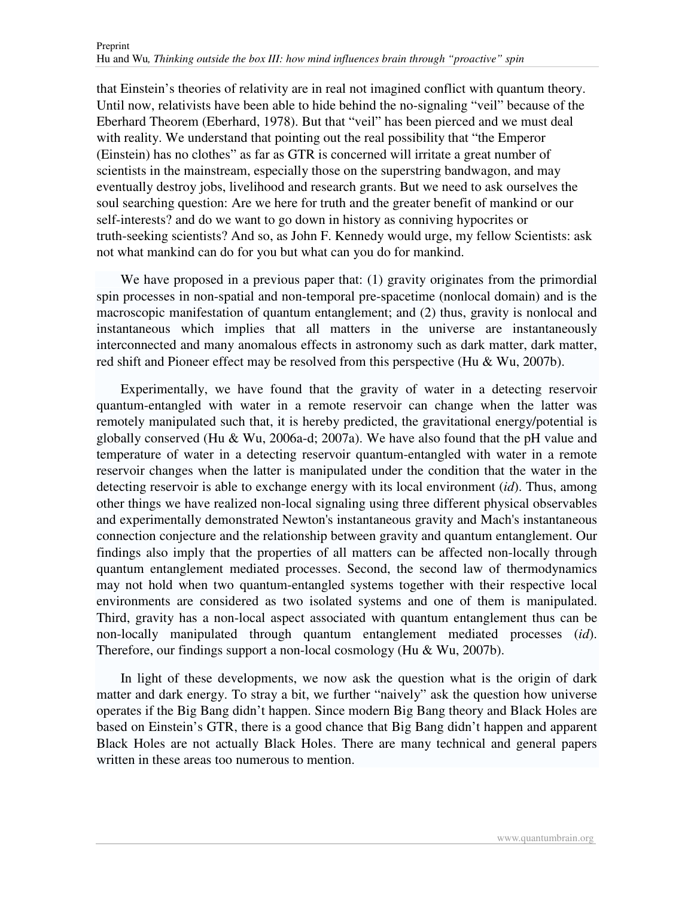that Einstein's theories of relativity are in real not imagined conflict with quantum theory. Until now, relativists have been able to hide behind the no-signaling "veil" because of the Eberhard Theorem (Eberhard, 1978). But that "veil" has been pierced and we must deal with reality. We understand that pointing out the real possibility that "the Emperor (Einstein) has no clothes" as far as GTR is concerned will irritate a great number of scientists in the mainstream, especially those on the superstring bandwagon, and may eventually destroy jobs, livelihood and research grants. But we need to ask ourselves the soul searching question: Are we here for truth and the greater benefit of mankind or our self-interests? and do we want to go down in history as conniving hypocrites or truth-seeking scientists? And so, as John F. Kennedy would urge, my fellow Scientists: ask not what mankind can do for you but what can you do for mankind.

We have proposed in a previous paper that: (1) gravity originates from the primordial spin processes in non-spatial and non-temporal pre-spacetime (nonlocal domain) and is the macroscopic manifestation of quantum entanglement; and (2) thus, gravity is nonlocal and instantaneous which implies that all matters in the universe are instantaneously interconnected and many anomalous effects in astronomy such as dark matter, dark matter, red shift and Pioneer effect may be resolved from this perspective (Hu & Wu, 2007b).

Experimentally, we have found that the gravity of water in a detecting reservoir quantum-entangled with water in a remote reservoir can change when the latter was remotely manipulated such that, it is hereby predicted, the gravitational energy/potential is globally conserved (Hu & Wu, 2006a-d; 2007a). We have also found that the pH value and temperature of water in a detecting reservoir quantum-entangled with water in a remote reservoir changes when the latter is manipulated under the condition that the water in the detecting reservoir is able to exchange energy with its local environment (*id*). Thus, among other things we have realized non-local signaling using three different physical observables and experimentally demonstrated Newton's instantaneous gravity and Mach's instantaneous connection conjecture and the relationship between gravity and quantum entanglement. Our findings also imply that the properties of all matters can be affected non-locally through quantum entanglement mediated processes. Second, the second law of thermodynamics may not hold when two quantum-entangled systems together with their respective local environments are considered as two isolated systems and one of them is manipulated. Third, gravity has a non-local aspect associated with quantum entanglement thus can be non-locally manipulated through quantum entanglement mediated processes (*id*). Therefore, our findings support a non-local cosmology (Hu & Wu, 2007b).

In light of these developments, we now ask the question what is the origin of dark matter and dark energy. To stray a bit, we further "naively" ask the question how universe operates if the Big Bang didn't happen. Since modern Big Bang theory and Black Holes are based on Einstein's GTR, there is a good chance that Big Bang didn't happen and apparent Black Holes are not actually Black Holes. There are many technical and general papers written in these areas too numerous to mention.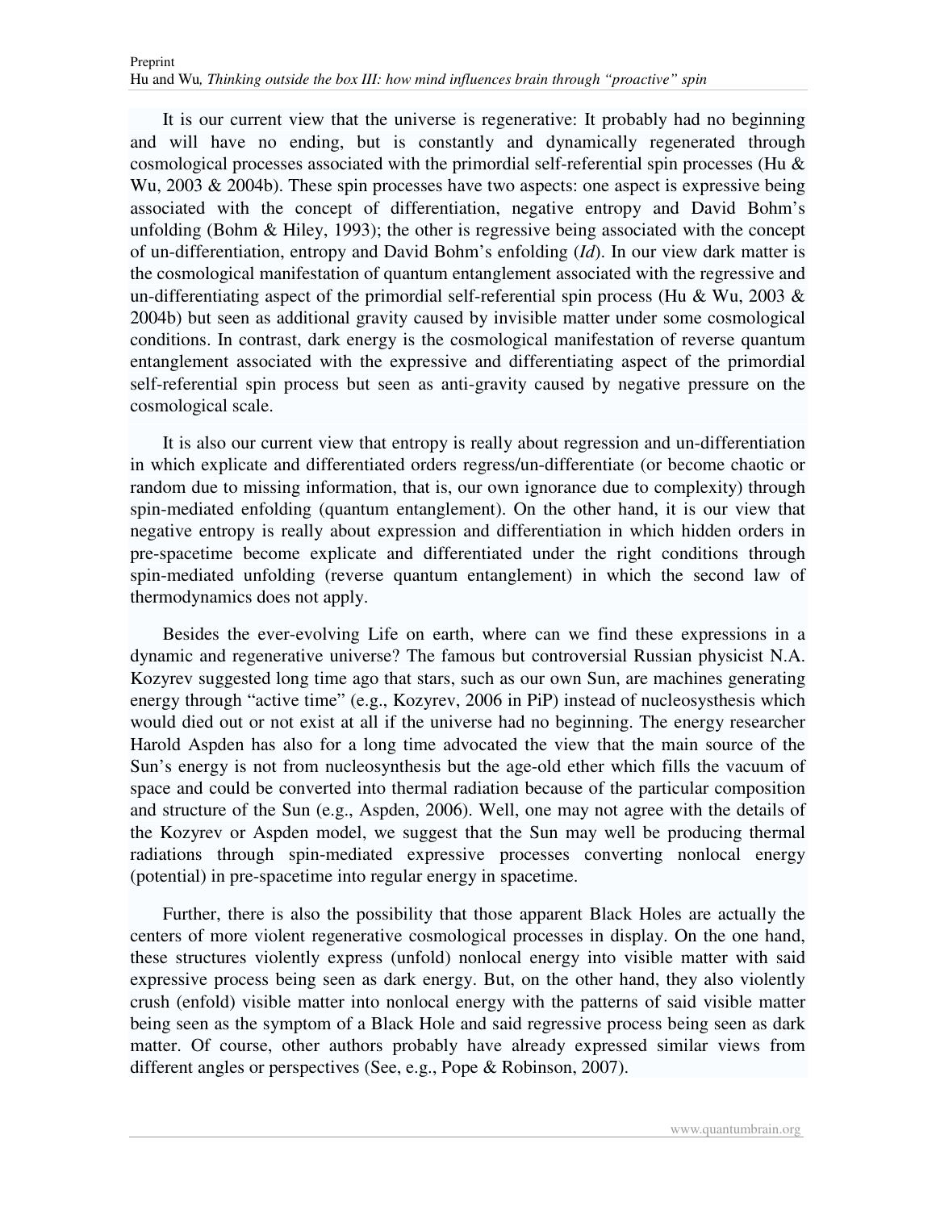It is our current view that the universe is regenerative: It probably had no beginning and will have no ending, but is constantly and dynamically regenerated through cosmological processes associated with the primordial self-referential spin processes (Hu & Wu, 2003 & 2004b). These spin processes have two aspects: one aspect is expressive being associated with the concept of differentiation, negative entropy and David Bohm's unfolding (Bohm & Hiley, 1993); the other is regressive being associated with the concept of un-differentiation, entropy and David Bohm's enfolding (*Id*). In our view dark matter is the cosmological manifestation of quantum entanglement associated with the regressive and un-differentiating aspect of the primordial self-referential spin process (Hu & Wu, 2003 & 2004b) but seen as additional gravity caused by invisible matter under some cosmological conditions. In contrast, dark energy is the cosmological manifestation of reverse quantum entanglement associated with the expressive and differentiating aspect of the primordial self-referential spin process but seen as anti-gravity caused by negative pressure on the cosmological scale.

It is also our current view that entropy is really about regression and un-differentiation in which explicate and differentiated orders regress/un-differentiate (or become chaotic or random due to missing information, that is, our own ignorance due to complexity) through spin-mediated enfolding (quantum entanglement). On the other hand, it is our view that negative entropy is really about expression and differentiation in which hidden orders in pre-spacetime become explicate and differentiated under the right conditions through spin-mediated unfolding (reverse quantum entanglement) in which the second law of thermodynamics does not apply.

Besides the ever-evolving Life on earth, where can we find these expressions in a dynamic and regenerative universe? The famous but controversial Russian physicist N.A. Kozyrev suggested long time ago that stars, such as our own Sun, are machines generating energy through "active time" (e.g., Kozyrev, 2006 in PiP) instead of nucleosysthesis which would died out or not exist at all if the universe had no beginning. The energy researcher Harold Aspden has also for a long time advocated the view that the main source of the Sun's energy is not from nucleosynthesis but the age-old ether which fills the vacuum of space and could be converted into thermal radiation because of the particular composition and structure of the Sun (e.g., Aspden, 2006). Well, one may not agree with the details of the Kozyrev or Aspden model, we suggest that the Sun may well be producing thermal radiations through spin-mediated expressive processes converting nonlocal energy (potential) in pre-spacetime into regular energy in spacetime.

Further, there is also the possibility that those apparent Black Holes are actually the centers of more violent regenerative cosmological processes in display. On the one hand, these structures violently express (unfold) nonlocal energy into visible matter with said expressive process being seen as dark energy. But, on the other hand, they also violently crush (enfold) visible matter into nonlocal energy with the patterns of said visible matter being seen as the symptom of a Black Hole and said regressive process being seen as dark matter. Of course, other authors probably have already expressed similar views from different angles or perspectives (See, e.g., Pope & Robinson, 2007).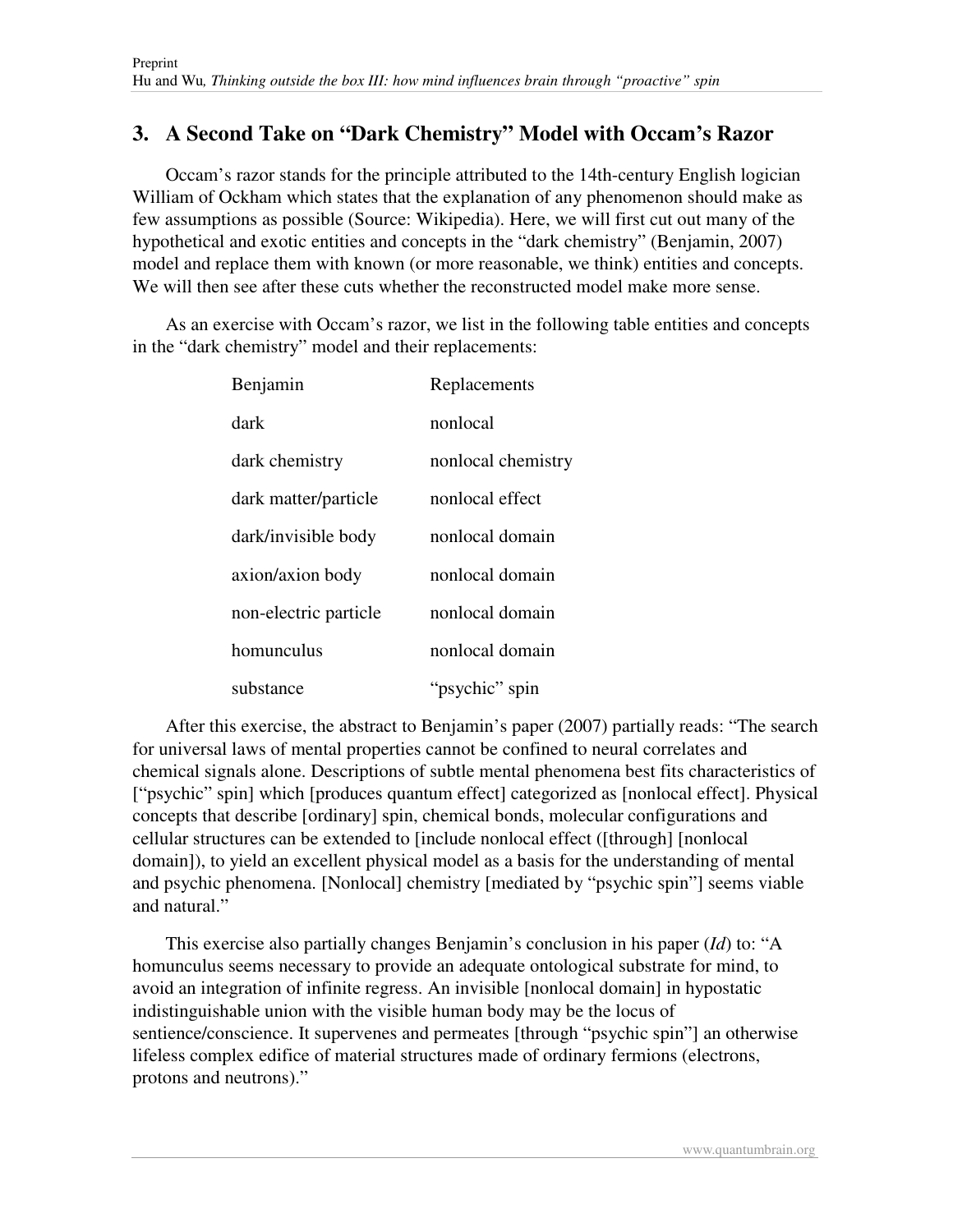## 3. A Second Take on "Dark Chemistry" Model with Occam's Razor

Occam's razor stands for the principle attributed to the 14th-century English logician William of Ockham which states that the explanation of any phenomenon should make as few assumptions as possible (Source: Wikipedia). Here, we will first cut out many of the hypothetical and exotic entities and concepts in the "dark chemistry" (Benjamin, 2007) model and replace them with known (or more reasonable, we think) entities and concepts. We will then see after these cuts whether the reconstructed model make more sense.

As an exercise with Occam's razor, we list in the following table entities and concepts in the "dark chemistry" model and their replacements:

| Benjamin | Replacements |
|---|---|
| dark | nonlocal |
| dark chemistry | nonlocal chemistry |
| dark matter/particle | nonlocal effect |
| dark/invisible body | nonlocal domain |
| axion/axion body | nonlocal domain |
| non-electric particle | nonlocal domain |
| homunculus | nonlocal domain |
| substance | "psychic" spin |

After this exercise, the abstract to Benjamin's paper (2007) partially reads: "The search for universal laws of mental properties cannot be confined to neural correlates and chemical signals alone. Descriptions of subtle mental phenomena best fits characteristics of ["psychic" spin] which [produces quantum effect] categorized as [nonlocal effect]. Physical concepts that describe [ordinary] spin, chemical bonds, molecular configurations and cellular structures can be extended to [include nonlocal effect ([through] [nonlocal domain]), to yield an excellent physical model as a basis for the understanding of mental and psychic phenomena. [Nonlocal] chemistry [mediated by "psychic spin"] seems viable and natural."

This exercise also partially changes Benjamin's conclusion in his paper (*Id*) to: "A homunculus seems necessary to provide an adequate ontological substrate for mind, to avoid an integration of infinite regress. An invisible [nonlocal domain] in hypostatic indistinguishable union with the visible human body may be the locus of sentience/conscience. It supervenes and permeates [through "psychic spin"] an otherwise lifeless complex edifice of material structures made of ordinary fermions (electrons, protons and neutrons)."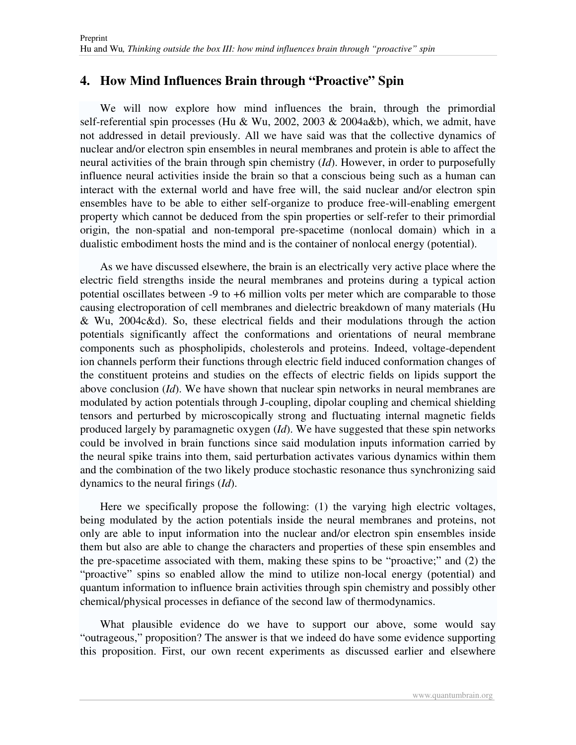## 4. How Mind Influences Brain through "Proactive" Spin

We will now explore how mind influences the brain, through the primordial self-referential spin processes (Hu & Wu, 2002, 2003 & 2004a&b), which, we admit, have not addressed in detail previously. All we have said was that the collective dynamics of nuclear and/or electron spin ensembles in neural membranes and protein is able to affect the neural activities of the brain through spin chemistry (*Id*). However, in order to purposefully influence neural activities inside the brain so that a conscious being such as a human can interact with the external world and have free will, the said nuclear and/or electron spin ensembles have to be able to either self-organize to produce free-will-enabling emergent property which cannot be deduced from the spin properties or self-refer to their primordial origin, the non-spatial and non-temporal pre-spacetime (nonlocal domain) which in a dualistic embodiment hosts the mind and is the container of nonlocal energy (potential).

As we have discussed elsewhere, the brain is an electrically very active place where the electric field strengths inside the neural membranes and proteins during a typical action potential oscillates between -9 to +6 million volts per meter which are comparable to those causing electroporation of cell membranes and dielectric breakdown of many materials (Hu & Wu, 2004c&d). So, these electrical fields and their modulations through the action potentials significantly affect the conformations and orientations of neural membrane components such as phospholipids, cholesterols and proteins. Indeed, voltage-dependent ion channels perform their functions through electric field induced conformation changes of the constituent proteins and studies on the effects of electric fields on lipids support the above conclusion (*Id*). We have shown that nuclear spin networks in neural membranes are modulated by action potentials through J-coupling, dipolar coupling and chemical shielding tensors and perturbed by microscopically strong and fluctuating internal magnetic fields produced largely by paramagnetic oxygen (*Id*). We have suggested that these spin networks could be involved in brain functions since said modulation inputs information carried by the neural spike trains into them, said perturbation activates various dynamics within them and the combination of the two likely produce stochastic resonance thus synchronizing said dynamics to the neural firings (*Id*).

Here we specifically propose the following: (1) the varying high electric voltages, being modulated by the action potentials inside the neural membranes and proteins, not only are able to input information into the nuclear and/or electron spin ensembles inside them but also are able to change the characters and properties of these spin ensembles and the pre-spacetime associated with them, making these spins to be "proactive;" and (2) the "proactive" spins so enabled allow the mind to utilize non-local energy (potential) and quantum information to influence brain activities through spin chemistry and possibly other chemical/physical processes in defiance of the second law of thermodynamics.

What plausible evidence do we have to support our above, some would say "outrageous," proposition? The answer is that we indeed do have some evidence supporting this proposition. First, our own recent experiments as discussed earlier and elsewhere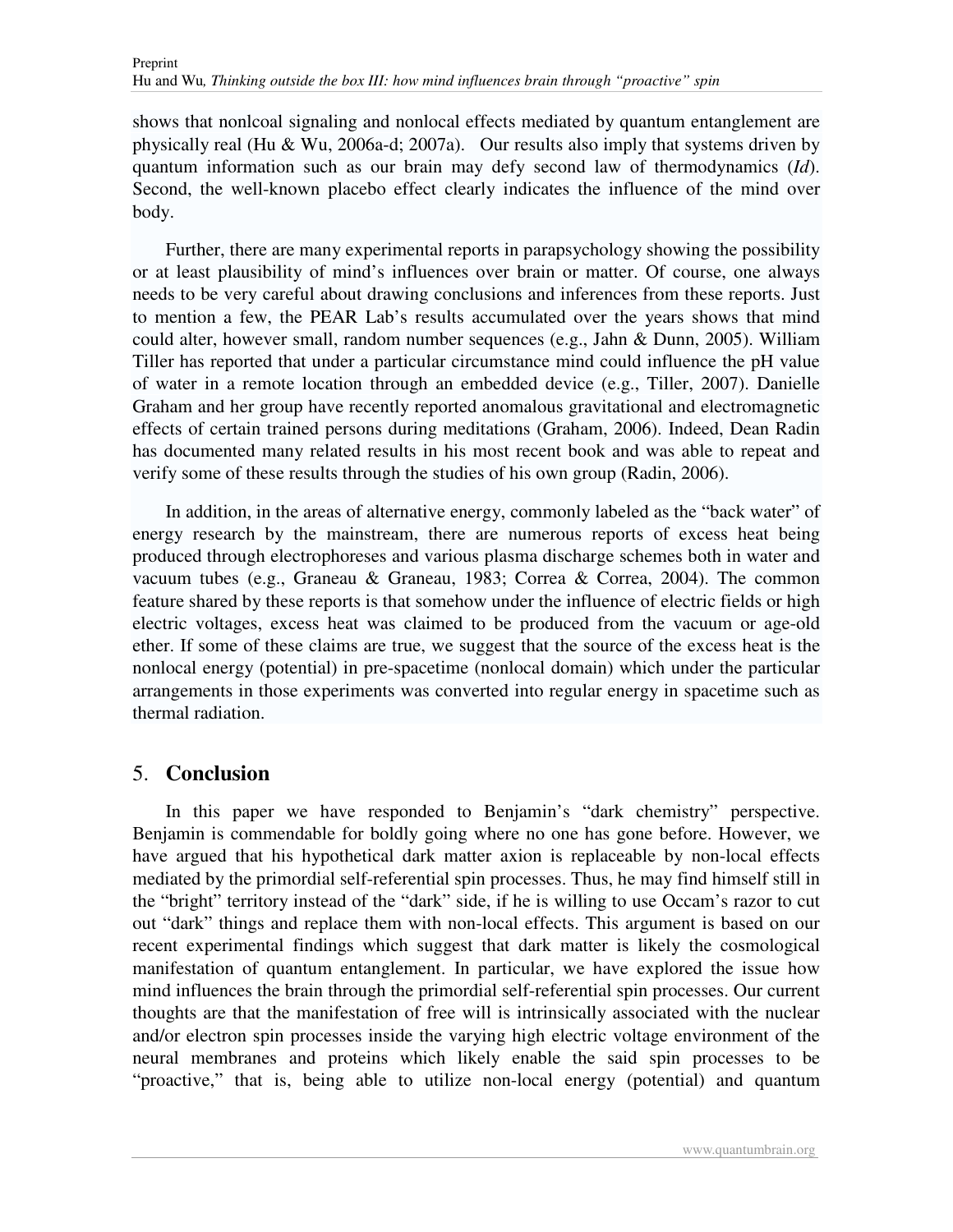shows that nonlcoal signaling and nonlocal effects mediated by quantum entanglement are physically real (Hu & Wu, 2006a-d; 2007a). Our results also imply that systems driven by quantum information such as our brain may defy second law of thermodynamics (*Id*). Second, the well-known placebo effect clearly indicates the influence of the mind over body.

Further, there are many experimental reports in parapsychology showing the possibility or at least plausibility of mind's influences over brain or matter. Of course, one always needs to be very careful about drawing conclusions and inferences from these reports. Just to mention a few, the PEAR Lab's results accumulated over the years shows that mind could alter, however small, random number sequences (e.g., Jahn & Dunn, 2005). William Tiller has reported that under a particular circumstance mind could influence the pH value of water in a remote location through an embedded device (e.g., Tiller, 2007). Danielle Graham and her group have recently reported anomalous gravitational and electromagnetic effects of certain trained persons during meditations (Graham, 2006). Indeed, Dean Radin has documented many related results in his most recent book and was able to repeat and verify some of these results through the studies of his own group (Radin, 2006).

In addition, in the areas of alternative energy, commonly labeled as the "back water" of energy research by the mainstream, there are numerous reports of excess heat being produced through electrophoreses and various plasma discharge schemes both in water and vacuum tubes (e.g., Graneau & Graneau, 1983; Correa & Correa, 2004). The common feature shared by these reports is that somehow under the influence of electric fields or high electric voltages, excess heat was claimed to be produced from the vacuum or age-old ether. If some of these claims are true, we suggest that the source of the excess heat is the nonlocal energy (potential) in pre-spacetime (nonlocal domain) which under the particular arrangements in those experiments was converted into regular energy in spacetime such as thermal radiation.

## 5. Conclusion

In this paper we have responded to Benjamin's "dark chemistry" perspective. Benjamin is commendable for boldly going where no one has gone before. However, we have argued that his hypothetical dark matter axion is replaceable by non-local effects mediated by the primordial self-referential spin processes. Thus, he may find himself still in the "bright" territory instead of the "dark" side, if he is willing to use Occam's razor to cut out "dark" things and replace them with non-local effects. This argument is based on our recent experimental findings which suggest that dark matter is likely the cosmological manifestation of quantum entanglement. In particular, we have explored the issue how mind influences the brain through the primordial self-referential spin processes. Our current thoughts are that the manifestation of free will is intrinsically associated with the nuclear and/or electron spin processes inside the varying high electric voltage environment of the neural membranes and proteins which likely enable the said spin processes to be "proactive," that is, being able to utilize non-local energy (potential) and quantum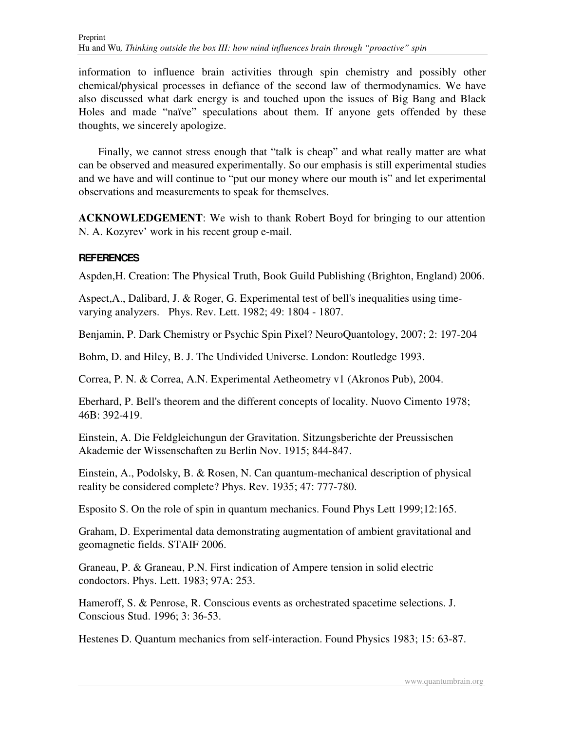information to influence brain activities through spin chemistry and possibly other chemical/physical processes in defiance of the second law of thermodynamics. We have also discussed what dark energy is and touched upon the issues of Big Bang and Black Holes and made "naïve" speculations about them. If anyone gets offended by these thoughts, we sincerely apologize.

Finally, we cannot stress enough that "talk is cheap" and what really matter are what can be observed and measured experimentally. So our emphasis is still experimental studies and we have and will continue to "put our money where our mouth is" and let experimental observations and measurements to speak for themselves.

**ACKNOWLEDGEMENT**: We wish to thank Robert Boyd for bringing to our attention N. A. Kozyrev' work in his recent group e-mail.

## REFERENCES

Aspden,H. Creation: The Physical Truth, Book Guild Publishing (Brighton, England) 2006.

Aspect,A., Dalibard, J. & Roger, G. Experimental test of bell's inequalities using time-varying analyzers. Phys. Rev. Lett. 1982; 49: 1804 - 1807.

Benjamin, P. Dark Chemistry or Psychic Spin Pixel? NeuroQuantology, 2007; 2: 197-204

Bohm, D. and Hiley, B. J. The Undivided Universe. London: Routledge 1993.

Correa, P. N. & Correa, A.N. Experimental Aetheometry v1 (Akronos Pub), 2004.

Eberhard, P. Bell's theorem and the different concepts of locality. Nuovo Cimento 1978; 46B: 392-419.

Einstein, A. Die Feldgleichungun der Gravitation. Sitzungsberichte der Preussischen Akademie der Wissenschaften zu Berlin Nov. 1915; 844-847.

Einstein, A., Podolsky, B. & Rosen, N. Can quantum-mechanical description of physical reality be considered complete? Phys. Rev. 1935; 47: 777-780.

Esposito S. On the role of spin in quantum mechanics. Found Phys Lett 1999;12:165.

Graham, D. Experimental data demonstrating augmentation of ambient gravitational and geomagnetic fields. STAIF 2006.

Graneau, P. & Graneau, P.N. First indication of Ampere tension in solid electric condoctors. Phys. Lett. 1983; 97A: 253.

Hameroff, S. & Penrose, R. Conscious events as orchestrated spacetime selections. J. Conscious Stud. 1996; 3: 36-53.

Hestenes D. Quantum mechanics from self-interaction. Found Physics 1983; 15: 63-87.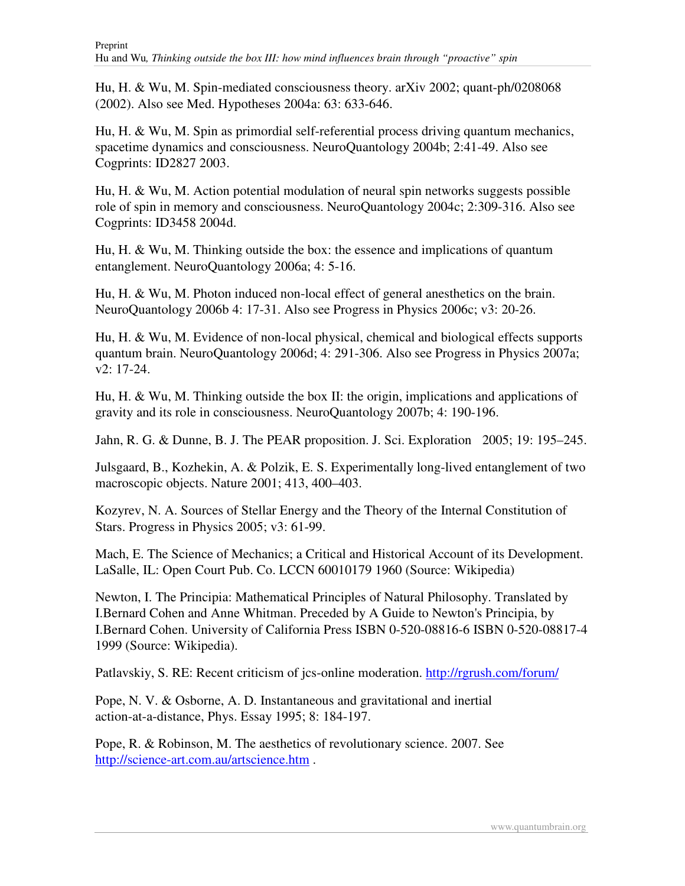Hu, H. & Wu, M. Spin-mediated consciousness theory. arXiv 2002; quant-ph/0208068 (2002). Also see Med. Hypotheses 2004a: 63: 633-646.

Hu, H. & Wu, M. Spin as primordial self-referential process driving quantum mechanics, spacetime dynamics and consciousness. NeuroQuantology 2004b; 2:41-49. Also see Cogprints: ID2827 2003.

Hu, H. & Wu, M. Action potential modulation of neural spin networks suggests possible role of spin in memory and consciousness. NeuroQuantology 2004c; 2:309-316. Also see Cogprints: ID3458 2004d.

Hu, H. & Wu, M. Thinking outside the box: the essence and implications of quantum entanglement. NeuroQuantology 2006a; 4: 5-16.

Hu, H. & Wu, M. Photon induced non-local effect of general anesthetics on the brain. NeuroQuantology 2006b 4: 17-31. Also see Progress in Physics 2006c; v3: 20-26.

Hu, H. & Wu, M. Evidence of non-local physical, chemical and biological effects supports quantum brain. NeuroQuantology 2006d; 4: 291-306. Also see Progress in Physics 2007a; v2: 17-24.

Hu, H. & Wu, M. Thinking outside the box II: the origin, implications and applications of gravity and its role in consciousness. NeuroQuantology 2007b; 4: 190-196.

Jahn, R. G. & Dunne, B. J. The PEAR proposition. J. Sci. Exploration 2005; 19: 195–245.

Julsgaard, B., Kozhekin, A. & Polzik, E. S. Experimentally long-lived entanglement of two macroscopic objects. Nature 2001; 413, 400–403.

Kozyrev, N. A. Sources of Stellar Energy and the Theory of the Internal Constitution of Stars. Progress in Physics 2005; v3: 61-99.

Mach, E. The Science of Mechanics; a Critical and Historical Account of its Development. LaSalle, IL: Open Court Pub. Co. LCCN 60010179 1960 (Source: Wikipedia)

Newton, I. The Principia: Mathematical Principles of Natural Philosophy. Translated by I.Bernard Cohen and Anne Whitman. Preceded by A Guide to Newton's Principia, by I.Bernard Cohen. University of California Press ISBN 0-520-08816-6 ISBN 0-520-08817-4 1999 (Source: Wikipedia).

Patlavskiy, S. RE: Recent criticism of jcs-online moderation. http://rgrush.com/forum/

Pope, N. V. & Osborne, A. D. Instantaneous and gravitational and inertial action-at-a-distance, Phys. Essay 1995; 8: 184-197.

Pope, R. & Robinson, M. The aesthetics of revolutionary science. 2007. See http://science-art.com.au/artscience.htm .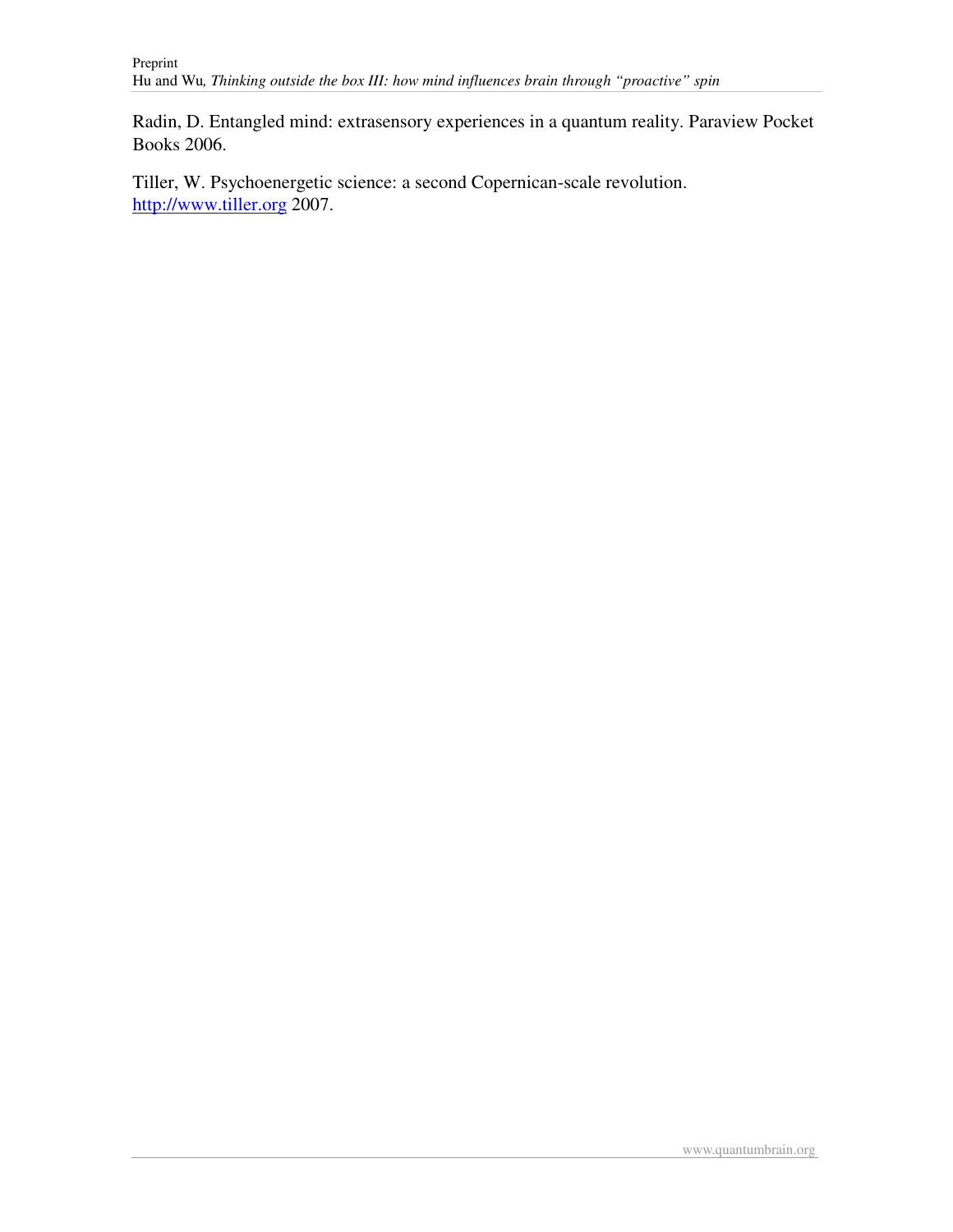Radin, D. Entangled mind: extrasensory experiences in a quantum reality. Paraview Pocket Books 2006.

Tiller, W. Psychoenergetic science: a second Copernican-scale revolution. http://www.tiller.org 2007.